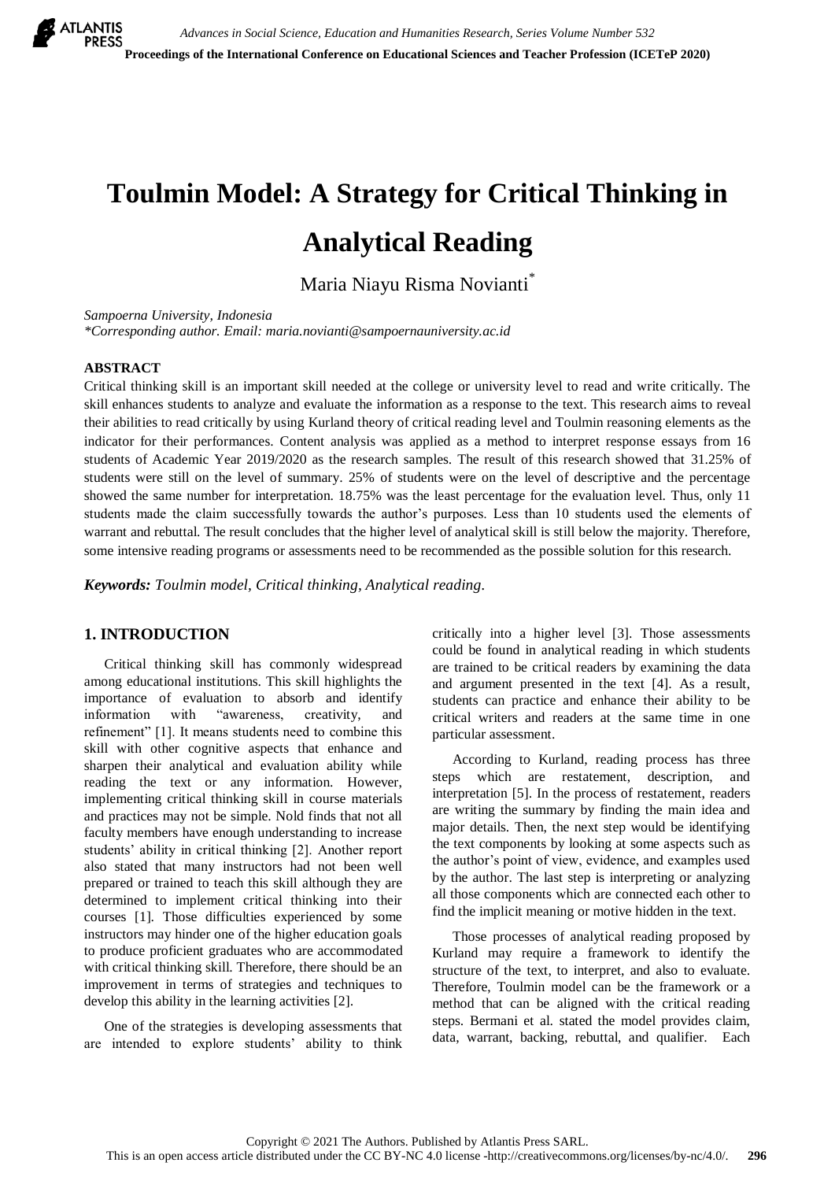# Toulmin Model: A Strategy for Critical Thinking in Analytical Reading

Maria Niayu Risma Novianti*

*Sampoerna University, Indonesia*
*\*Corresponding author. Email: maria.novianti@sampoernauniversity.ac.id*

## ABSTRACT

Critical thinking skill is an important skill needed at the college or university level to read and write critically. The skill enhances students to analyze and evaluate the information as a response to the text. This research aims to reveal their abilities to read critically by using Kurland theory of critical reading level and Toulmin reasoning elements as the indicator for their performances. Content analysis was applied as a method to interpret response essays from 16 students of Academic Year 2019/2020 as the research samples. The result of this research showed that 31.25% of students were still on the level of summary. 25% of students were on the level of descriptive and the percentage showed the same number for interpretation. 18.75% was the least percentage for the evaluation level. Thus, only 11 students made the claim successfully towards the author's purposes. Less than 10 students used the elements of warrant and rebuttal. The result concludes that the higher level of analytical skill is still below the majority. Therefore, some intensive reading programs or assessments need to be recommended as the possible solution for this research.

***Keywords:*** *Toulmin model, Critical thinking, Analytical reading.*

## 1. INTRODUCTION

Critical thinking skill has commonly widespread among educational institutions. This skill highlights the importance of evaluation to absorb and identify information with "awareness, creativity, and refinement" [1]. It means students need to combine this skill with other cognitive aspects that enhance and sharpen their analytical and evaluation ability while reading the text or any information. However, implementing critical thinking skill in course materials and practices may not be simple. Nold finds that not all faculty members have enough understanding to increase students' ability in critical thinking [2]. Another report also stated that many instructors had not been well prepared or trained to teach this skill although they are determined to implement critical thinking into their courses [1]. Those difficulties experienced by some instructors may hinder one of the higher education goals to produce proficient graduates who are accommodated with critical thinking skill. Therefore, there should be an improvement in terms of strategies and techniques to develop this ability in the learning activities [2].

One of the strategies is developing assessments that are intended to explore students' ability to think critically into a higher level [3]. Those assessments could be found in analytical reading in which students are trained to be critical readers by examining the data and argument presented in the text [4]. As a result, students can practice and enhance their ability to be critical writers and readers at the same time in one particular assessment.

According to Kurland, reading process has three steps which are restatement, description, and interpretation [5]. In the process of restatement, readers are writing the summary by finding the main idea and major details. Then, the next step would be identifying the text components by looking at some aspects such as the author's point of view, evidence, and examples used by the author. The last step is interpreting or analyzing all those components which are connected each other to find the implicit meaning or motive hidden in the text.

Those processes of analytical reading proposed by Kurland may require a framework to identify the structure of the text, to interpret, and also to evaluate. Therefore, Toulmin model can be the framework or a method that can be aligned with the critical reading steps. Bermani et al. stated the model provides claim, data, warrant, backing, rebuttal, and qualifier. Each

Copyright © 2021 The Authors. Published by Atlantis Press SARL.
This is an open access article distributed under the CC BY-NC 4.0 license -http://creativecommons.org/licenses/by-nc/4.0/.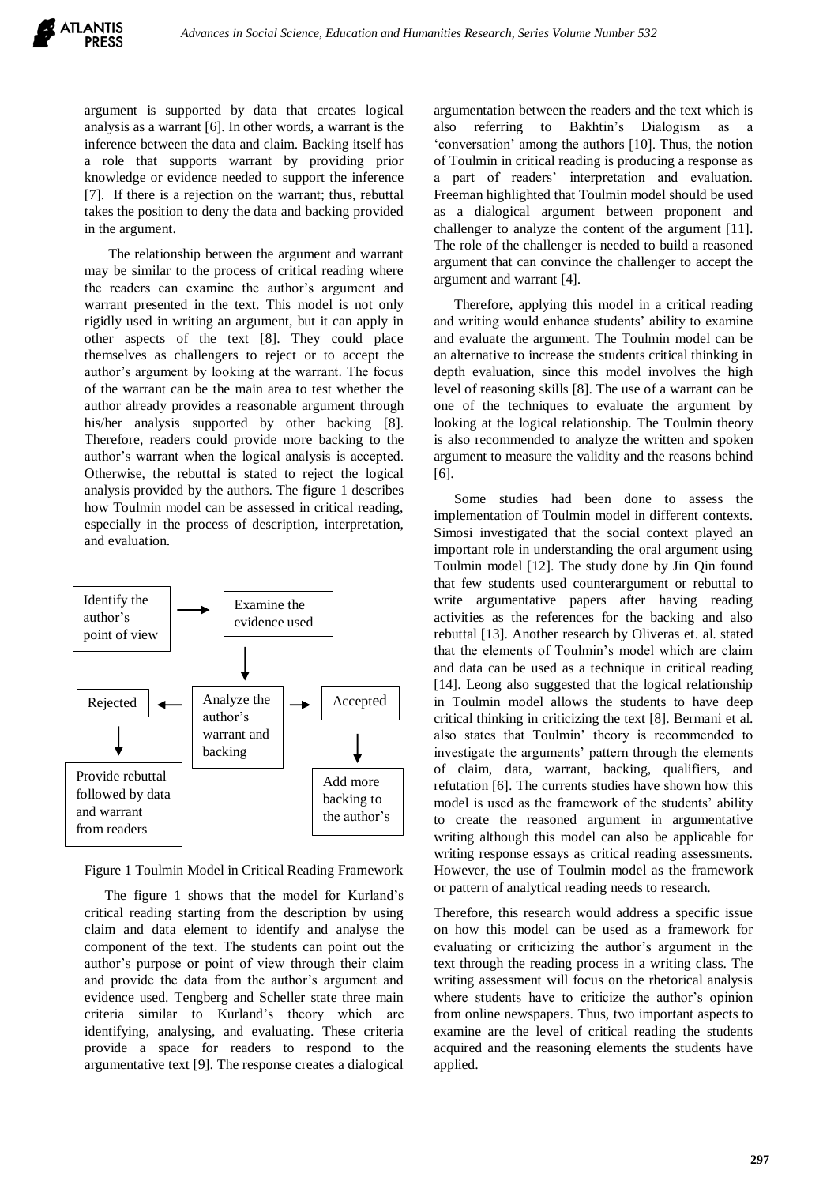argument is supported by data that creates logical analysis as a warrant [6]. In other words, a warrant is the inference between the data and claim. Backing itself has a role that supports warrant by providing prior knowledge or evidence needed to support the inference [7]. If there is a rejection on the warrant; thus, rebuttal takes the position to deny the data and backing provided in the argument.

The relationship between the argument and warrant may be similar to the process of critical reading where the readers can examine the author's argument and warrant presented in the text. This model is not only rigidly used in writing an argument, but it can apply in other aspects of the text [8]. They could place themselves as challengers to reject or to accept the author's argument by looking at the warrant. The focus of the warrant can be the main area to test whether the author already provides a reasonable argument through his/her analysis supported by other backing [8]. Therefore, readers could provide more backing to the author's warrant when the logical analysis is accepted. Otherwise, the rebuttal is stated to reject the logical analysis provided by the authors. The figure 1 describes how Toulmin model can be assessed in critical reading, especially in the process of description, interpretation, and evaluation.

Identify the author's point of view → Examine the evidence used → Analyze the author's warrant and backing → Rejected → Provide rebuttal followed by data and warrant from readers; Analyze the author's warrant and backing → Accepted → Add more backing to the author's

Figure 1 Toulmin Model in Critical Reading Framework

The figure 1 shows that the model for Kurland's critical reading starting from the description by using claim and data element to identify and analyse the component of the text. The students can point out the author's purpose or point of view through their claim and provide the data from the author's argument and evidence used. Tengberg and Scheller state three main criteria similar to Kurland's theory which are identifying, analysing, and evaluating. These criteria provide a space for readers to respond to the argumentative text [9]. The response creates a dialogical argumentation between the readers and the text which is also referring to Bakhtin's Dialogism as a 'conversation' among the authors [10]. Thus, the notion of Toulmin in critical reading is producing a response as a part of readers' interpretation and evaluation. Freeman highlighted that Toulmin model should be used as a dialogical argument between proponent and challenger to analyze the content of the argument [11]. The role of the challenger is needed to build a reasoned argument that can convince the challenger to accept the argument and warrant [4].

Therefore, applying this model in a critical reading and writing would enhance students' ability to examine and evaluate the argument. The Toulmin model can be an alternative to increase the students critical thinking in depth evaluation, since this model involves the high level of reasoning skills [8]. The use of a warrant can be one of the techniques to evaluate the argument by looking at the logical relationship. The Toulmin theory is also recommended to analyze the written and spoken argument to measure the validity and the reasons behind [6].

Some studies had been done to assess the implementation of Toulmin model in different contexts. Simosi investigated that the social context played an important role in understanding the oral argument using Toulmin model [12]. The study done by Jin Qin found that few students used counterargument or rebuttal to write argumentative papers after having reading activities as the references for the backing and also rebuttal [13]. Another research by Oliveras et. al. stated that the elements of Toulmin's model which are claim and data can be used as a technique in critical reading [14]. Leong also suggested that the logical relationship in Toulmin model allows the students to have deep critical thinking in criticizing the text [8]. Bermani et al. also states that Toulmin' theory is recommended to investigate the arguments' pattern through the elements of claim, data, warrant, backing, qualifiers, and refutation [6]. The currents studies have shown how this model is used as the framework of the students' ability to create the reasoned argument in argumentative writing although this model can also be applicable for writing response essays as critical reading assessments. However, the use of Toulmin model as the framework or pattern of analytical reading needs to research.

Therefore, this research would address a specific issue on how this model can be used as a framework for evaluating or criticizing the author's argument in the text through the reading process in a writing class. The writing assessment will focus on the rhetorical analysis where students have to criticize the author's opinion from online newspapers. Thus, two important aspects to examine are the level of critical reading the students acquired and the reasoning elements the students have applied.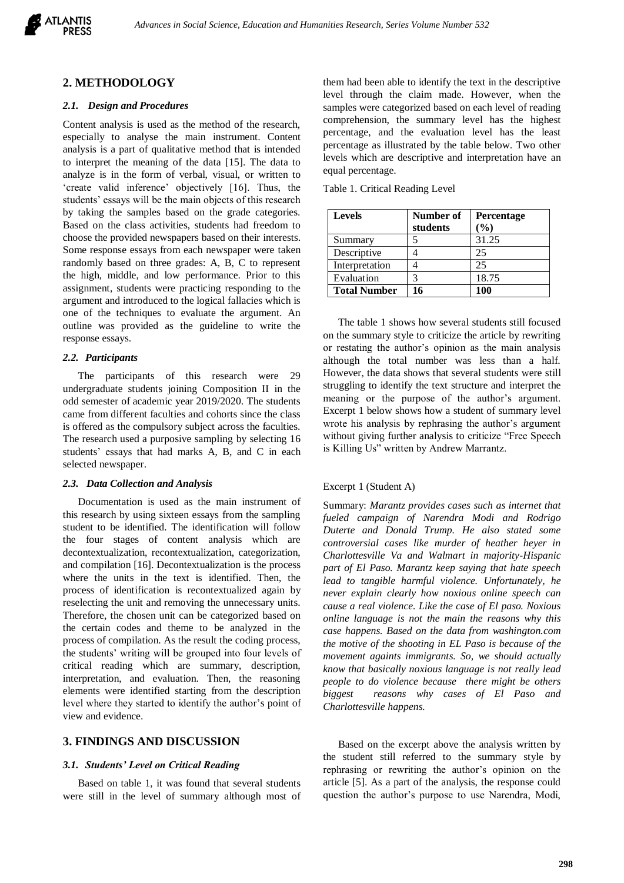## 2. METHODOLOGY

### *2.1. Design and Procedures*

Content analysis is used as the method of the research, especially to analyse the main instrument. Content analysis is a part of qualitative method that is intended to interpret the meaning of the data [15]. The data to analyze is in the form of verbal, visual, or written to 'create valid inference' objectively [16]. Thus, the students' essays will be the main objects of this research by taking the samples based on the grade categories. Based on the class activities, students had freedom to choose the provided newspapers based on their interests. Some response essays from each newspaper were taken randomly based on three grades: A, B, C to represent the high, middle, and low performance. Prior to this assignment, students were practicing responding to the argument and introduced to the logical fallacies which is one of the techniques to evaluate the argument. An outline was provided as the guideline to write the response essays.

### *2.2. Participants*

The participants of this research were 29 undergraduate students joining Composition II in the odd semester of academic year 2019/2020. The students came from different faculties and cohorts since the class is offered as the compulsory subject across the faculties. The research used a purposive sampling by selecting 16 students' essays that had marks A, B, and C in each selected newspaper.

### *2.3. Data Collection and Analysis*

Documentation is used as the main instrument of this research by using sixteen essays from the sampling student to be identified. The identification will follow the four stages of content analysis which are decontextualization, recontextualization, categorization, and compilation [16]. Decontextualization is the process where the units in the text is identified. Then, the process of identification is recontextualized again by reselecting the unit and removing the unnecessary units. Therefore, the chosen unit can be categorized based on the certain codes and theme to be analyzed in the process of compilation. As the result the coding process, the students' writing will be grouped into four levels of critical reading which are summary, description, interpretation, and evaluation. Then, the reasoning elements were identified starting from the description level where they started to identify the author's point of view and evidence.

## 3. FINDINGS AND DISCUSSION

### *3.1. Students' Level on Critical Reading*

Based on table 1, it was found that several students were still in the level of summary although most of them had been able to identify the text in the descriptive level through the claim made. However, when the samples were categorized based on each level of reading comprehension, the summary level has the highest percentage, and the evaluation level has the least percentage as illustrated by the table below. Two other levels which are descriptive and interpretation have an equal percentage.

Table 1. Critical Reading Level

| Levels | Number of students | Percentage (%) |
|---|---|---|
| Summary | 5 | 31.25 |
| Descriptive | 4 | 25 |
| Interpretation | 4 | 25 |
| Evaluation | 3 | 18.75 |
| **Total Number** | **16** | **100** |

The table 1 shows how several students still focused on the summary style to criticize the article by rewriting or restating the author's opinion as the main analysis although the total number was less than a half. However, the data shows that several students were still struggling to identify the text structure and interpret the meaning or the purpose of the author's argument. Excerpt 1 below shows how a student of summary level wrote his analysis by rephrasing the author's argument without giving further analysis to criticize "Free Speech is Killing Us" written by Andrew Marrantz.

Excerpt 1 (Student A)

Summary: *Marantz provides cases such as internet that fueled campaign of Narendra Modi and Rodrigo Duterte and Donald Trump. He also stated some controversial cases like murder of heather heyer in Charlottesville Va and Walmart in majority-Hispanic part of El Paso. Marantz keep saying that hate speech lead to tangible harmful violence. Unfortunately, he never explain clearly how noxious online speech can cause a real violence. Like the case of El paso. Noxious online language is not the main the reasons why this case happens. Based on the data from washington.com the motive of the shooting in EL Paso is because of the movement againts immigrants. So, we should actually know that basically noxious language is not really lead people to do violence because there might be others biggest reasons why cases of El Paso and Charlottesville happens.*

Based on the excerpt above the analysis written by the student still referred to the summary style by rephrasing or rewriting the author's opinion on the article [5]. As a part of the analysis, the response could question the author's purpose to use Narendra, Modi,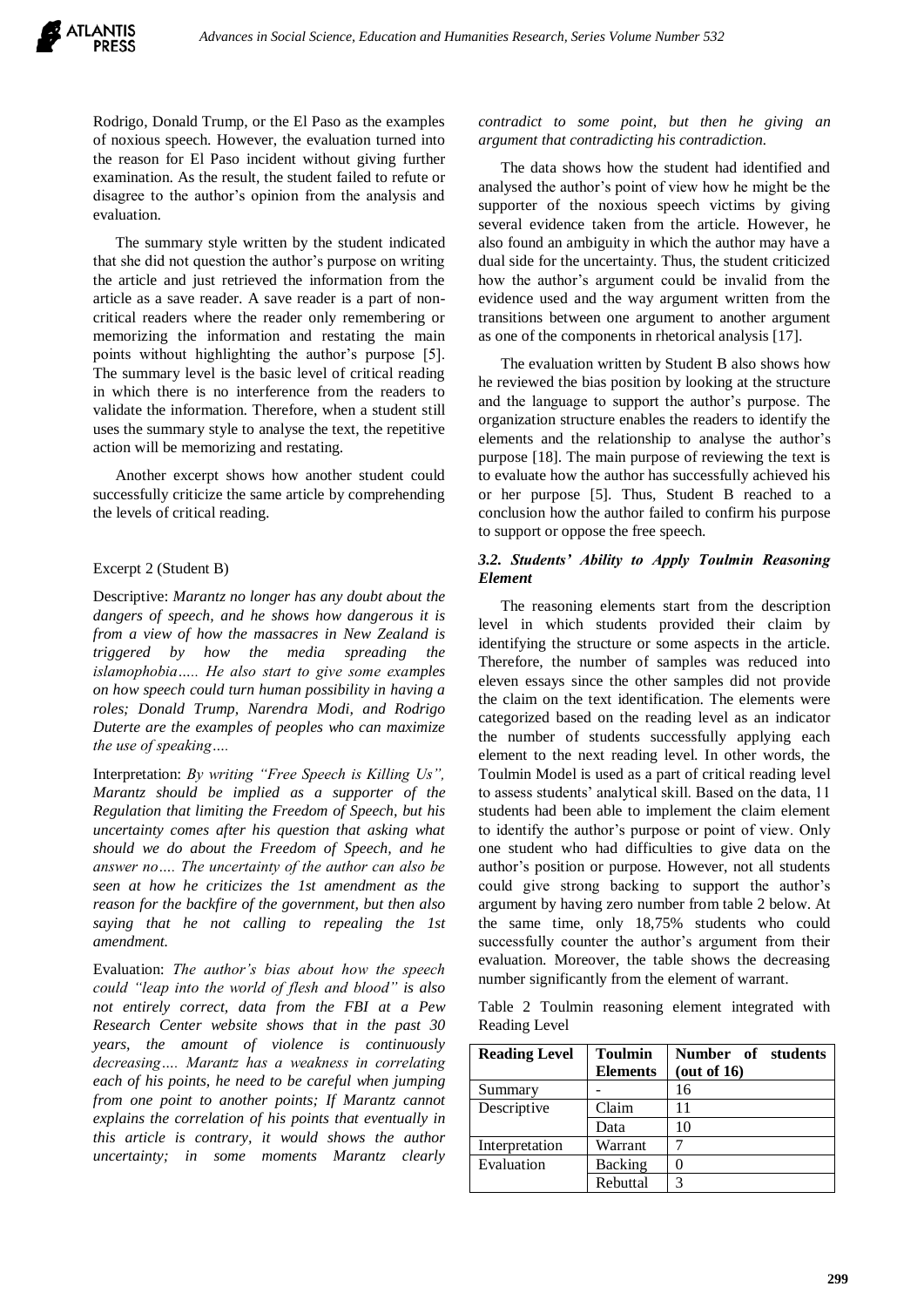Rodrigo, Donald Trump, or the El Paso as the examples of noxious speech. However, the evaluation turned into the reason for El Paso incident without giving further examination. As the result, the student failed to refute or disagree to the author's opinion from the analysis and evaluation.

The summary style written by the student indicated that she did not question the author's purpose on writing the article and just retrieved the information from the article as a save reader. A save reader is a part of non-critical readers where the reader only remembering or memorizing the information and restating the main points without highlighting the author's purpose [5]. The summary level is the basic level of critical reading in which there is no interference from the readers to validate the information. Therefore, when a student still uses the summary style to analyse the text, the repetitive action will be memorizing and restating.

Another excerpt shows how another student could successfully criticize the same article by comprehending the levels of critical reading.

Excerpt 2 (Student B)

Descriptive: *Marantz no longer has any doubt about the dangers of speech, and he shows how dangerous it is from a view of how the massacres in New Zealand is triggered by how the media spreading the islamophobia….. He also start to give some examples on how speech could turn human possibility in having a roles; Donald Trump, Narendra Modi, and Rodrigo Duterte are the examples of peoples who can maximize the use of speaking….*

Interpretation: *By writing "Free Speech is Killing Us", Marantz should be implied as a supporter of the Regulation that limiting the Freedom of Speech, but his uncertainty comes after his question that asking what should we do about the Freedom of Speech, and he answer no…. The uncertainty of the author can also be seen at how he criticizes the 1st amendment as the reason for the backfire of the government, but then also saying that he not calling to repealing the 1st amendment.*

Evaluation: *The author's bias about how the speech could "leap into the world of flesh and blood" is also not entirely correct, data from the FBI at a Pew Research Center website shows that in the past 30 years, the amount of violence is continuously decreasing…. Marantz has a weakness in correlating each of his points, he need to be careful when jumping from one point to another points; If Marantz cannot explains the correlation of his points that eventually in this article is contrary, it would shows the author uncertainty; in some moments Marantz clearly contradict to some point, but then he giving an argument that contradicting his contradiction.*

The data shows how the student had identified and analysed the author's point of view how he might be the supporter of the noxious speech victims by giving several evidence taken from the article. However, he also found an ambiguity in which the author may have a dual side for the uncertainty. Thus, the student criticized how the author's argument could be invalid from the evidence used and the way argument written from the transitions between one argument to another argument as one of the components in rhetorical analysis [17].

The evaluation written by Student B also shows how he reviewed the bias position by looking at the structure and the language to support the author's purpose. The organization structure enables the readers to identify the elements and the relationship to analyse the author's purpose [18]. The main purpose of reviewing the text is to evaluate how the author has successfully achieved his or her purpose [5]. Thus, Student B reached to a conclusion how the author failed to confirm his purpose to support or oppose the free speech.

### *3.2. Students' Ability to Apply Toulmin Reasoning Element*

The reasoning elements start from the description level in which students provided their claim by identifying the structure or some aspects in the article. Therefore, the number of samples was reduced into eleven essays since the other samples did not provide the claim on the text identification. The elements were categorized based on the reading level as an indicator the number of students successfully applying each element to the next reading level. In other words, the Toulmin Model is used as a part of critical reading level to assess students' analytical skill. Based on the data, 11 students had been able to implement the claim element to identify the author's purpose or point of view. Only one student who had difficulties to give data on the author's position or purpose. However, not all students could give strong backing to support the author's argument by having zero number from table 2 below. At the same time, only 18,75% students who could successfully counter the author's argument from their evaluation. Moreover, the table shows the decreasing number significantly from the element of warrant.

Table 2 Toulmin reasoning element integrated with Reading Level

| Reading Level | Toulmin Elements | Number of students (out of 16) |
|---|---|---|
| Summary | - | 16 |
| Descriptive | Claim | 11 |
| | Data | 10 |
| Interpretation | Warrant | 7 |
| Evaluation | Backing | 0 |
| | Rebuttal | 3 |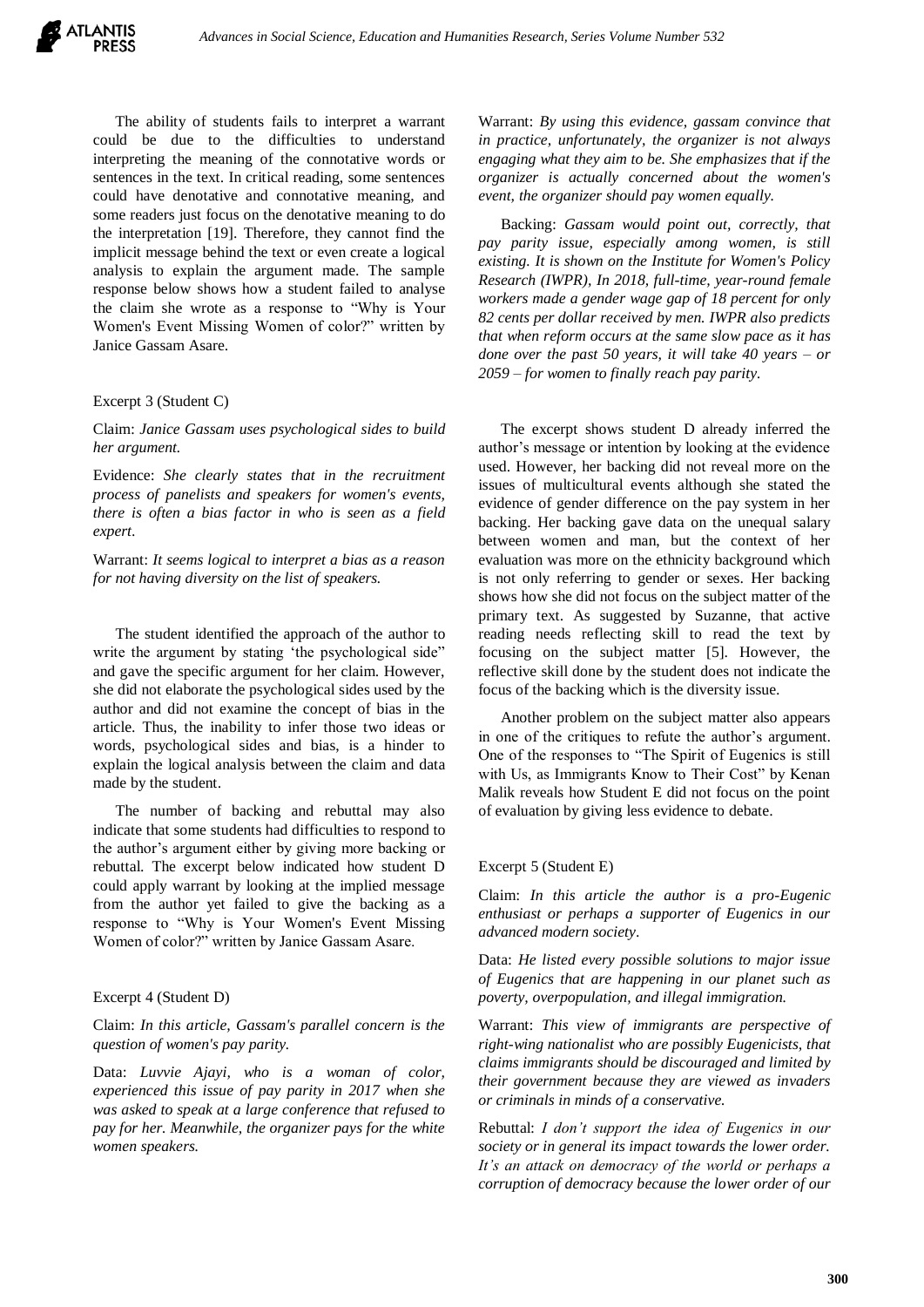The ability of students fails to interpret a warrant could be due to the difficulties to understand interpreting the meaning of the connotative words or sentences in the text. In critical reading, some sentences could have denotative and connotative meaning, and some readers just focus on the denotative meaning to do the interpretation [19]. Therefore, they cannot find the implicit message behind the text or even create a logical analysis to explain the argument made. The sample response below shows how a student failed to analyse the claim she wrote as a response to "Why is Your Women's Event Missing Women of color?" written by Janice Gassam Asare.

Excerpt 3 (Student C)

Claim: *Janice Gassam uses psychological sides to build her argument.*

Evidence: *She clearly states that in the recruitment process of panelists and speakers for women's events, there is often a bias factor in who is seen as a field expert.*

Warrant: *It seems logical to interpret a bias as a reason for not having diversity on the list of speakers.*

The student identified the approach of the author to write the argument by stating 'the psychological side" and gave the specific argument for her claim. However, she did not elaborate the psychological sides used by the author and did not examine the concept of bias in the article. Thus, the inability to infer those two ideas or words, psychological sides and bias, is a hinder to explain the logical analysis between the claim and data made by the student.

The number of backing and rebuttal may also indicate that some students had difficulties to respond to the author's argument either by giving more backing or rebuttal. The excerpt below indicated how student D could apply warrant by looking at the implied message from the author yet failed to give the backing as a response to "Why is Your Women's Event Missing Women of color?" written by Janice Gassam Asare.

Excerpt 4 (Student D)

Claim: *In this article, Gassam's parallel concern is the question of women's pay parity.*

Data: *Luvvie Ajayi, who is a woman of color, experienced this issue of pay parity in 2017 when she was asked to speak at a large conference that refused to pay for her. Meanwhile, the organizer pays for the white women speakers.*

Warrant: *By using this evidence, gassam convince that in practice, unfortunately, the organizer is not always engaging what they aim to be. She emphasizes that if the organizer is actually concerned about the women's event, the organizer should pay women equally.*

Backing: *Gassam would point out, correctly, that pay parity issue, especially among women, is still existing. It is shown on the Institute for Women's Policy Research (IWPR), In 2018, full-time, year-round female workers made a gender wage gap of 18 percent for only 82 cents per dollar received by men. IWPR also predicts that when reform occurs at the same slow pace as it has done over the past 50 years, it will take 40 years – or 2059 – for women to finally reach pay parity.*

The excerpt shows student D already inferred the author's message or intention by looking at the evidence used. However, her backing did not reveal more on the issues of multicultural events although she stated the evidence of gender difference on the pay system in her backing. Her backing gave data on the unequal salary between women and man, but the context of her evaluation was more on the ethnicity background which is not only referring to gender or sexes. Her backing shows how she did not focus on the subject matter of the primary text. As suggested by Suzanne, that active reading needs reflecting skill to read the text by focusing on the subject matter [5]. However, the reflective skill done by the student does not indicate the focus of the backing which is the diversity issue.

Another problem on the subject matter also appears in one of the critiques to refute the author's argument. One of the responses to "The Spirit of Eugenics is still with Us, as Immigrants Know to Their Cost" by Kenan Malik reveals how Student E did not focus on the point of evaluation by giving less evidence to debate.

Excerpt 5 (Student E)

Claim: *In this article the author is a pro-Eugenic enthusiast or perhaps a supporter of Eugenics in our advanced modern society.*

Data: *He listed every possible solutions to major issue of Eugenics that are happening in our planet such as poverty, overpopulation, and illegal immigration.*

Warrant: *This view of immigrants are perspective of right-wing nationalist who are possibly Eugenicists, that claims immigrants should be discouraged and limited by their government because they are viewed as invaders or criminals in minds of a conservative.*

Rebuttal: *I don't support the idea of Eugenics in our society or in general its impact towards the lower order. It's an attack on democracy of the world or perhaps a corruption of democracy because the lower order of our*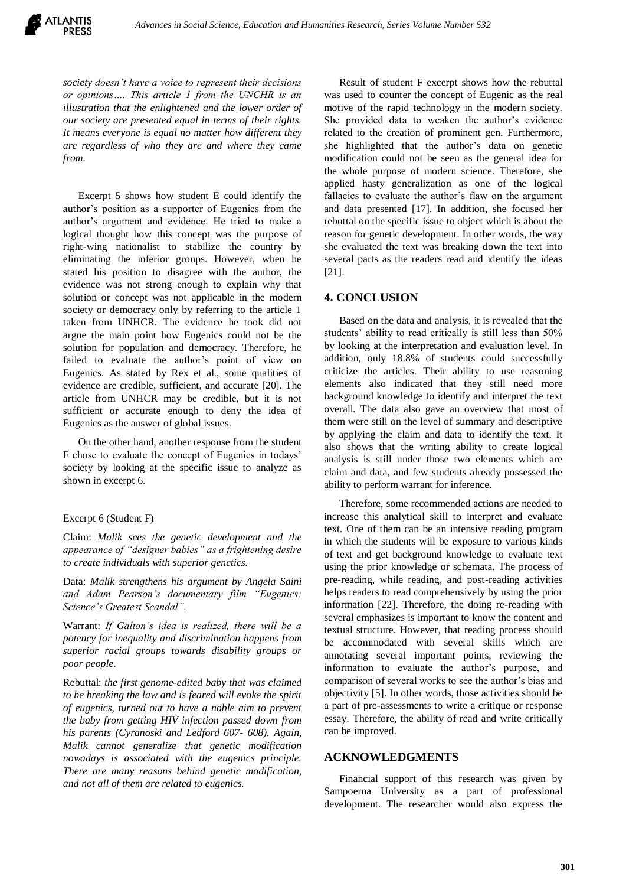*society doesn't have a voice to represent their decisions or opinions…. This article 1 from the UNCHR is an illustration that the enlightened and the lower order of our society are presented equal in terms of their rights. It means everyone is equal no matter how different they are regardless of who they are and where they came from.*

Excerpt 5 shows how student E could identify the author's position as a supporter of Eugenics from the author's argument and evidence. He tried to make a logical thought how this concept was the purpose of right-wing nationalist to stabilize the country by eliminating the inferior groups. However, when he stated his position to disagree with the author, the evidence was not strong enough to explain why that solution or concept was not applicable in the modern society or democracy only by referring to the article 1 taken from UNHCR. The evidence he took did not argue the main point how Eugenics could not be the solution for population and democracy. Therefore, he failed to evaluate the author's point of view on Eugenics. As stated by Rex et al., some qualities of evidence are credible, sufficient, and accurate [20]. The article from UNHCR may be credible, but it is not sufficient or accurate enough to deny the idea of Eugenics as the answer of global issues.

On the other hand, another response from the student F chose to evaluate the concept of Eugenics in todays' society by looking at the specific issue to analyze as shown in excerpt 6.

Excerpt 6 (Student F)

Claim: *Malik sees the genetic development and the appearance of "designer babies" as a frightening desire to create individuals with superior genetics.*

Data: *Malik strengthens his argument by Angela Saini and Adam Pearson's documentary film "Eugenics: Science's Greatest Scandal".*

Warrant: *If Galton's idea is realized, there will be a potency for inequality and discrimination happens from superior racial groups towards disability groups or poor people.*

Rebuttal: *the first genome-edited baby that was claimed to be breaking the law and is feared will evoke the spirit of eugenics, turned out to have a noble aim to prevent the baby from getting HIV infection passed down from his parents (Cyranoski and Ledford 607- 608). Again, Malik cannot generalize that genetic modification nowadays is associated with the eugenics principle. There are many reasons behind genetic modification, and not all of them are related to eugenics.*

Result of student F excerpt shows how the rebuttal was used to counter the concept of Eugenic as the real motive of the rapid technology in the modern society. She provided data to weaken the author's evidence related to the creation of prominent gen. Furthermore, she highlighted that the author's data on genetic modification could not be seen as the general idea for the whole purpose of modern science. Therefore, she applied hasty generalization as one of the logical fallacies to evaluate the author's flaw on the argument and data presented [17]. In addition, she focused her rebuttal on the specific issue to object which is about the reason for genetic development. In other words, the way she evaluated the text was breaking down the text into several parts as the readers read and identify the ideas [21].

## 4. CONCLUSION

Based on the data and analysis, it is revealed that the students' ability to read critically is still less than 50% by looking at the interpretation and evaluation level. In addition, only 18.8% of students could successfully criticize the articles. Their ability to use reasoning elements also indicated that they still need more background knowledge to identify and interpret the text overall. The data also gave an overview that most of them were still on the level of summary and descriptive by applying the claim and data to identify the text. It also shows that the writing ability to create logical analysis is still under those two elements which are claim and data, and few students already possessed the ability to perform warrant for inference.

Therefore, some recommended actions are needed to increase this analytical skill to interpret and evaluate text. One of them can be an intensive reading program in which the students will be exposure to various kinds of text and get background knowledge to evaluate text using the prior knowledge or schemata. The process of pre-reading, while reading, and post-reading activities helps readers to read comprehensively by using the prior information [22]. Therefore, the doing re-reading with several emphasizes is important to know the content and textual structure. However, that reading process should be accommodated with several skills which are annotating several important points, reviewing the information to evaluate the author's purpose, and comparison of several works to see the author's bias and objectivity [5]. In other words, those activities should be a part of pre-assessments to write a critique or response essay. Therefore, the ability of read and write critically can be improved.

## ACKNOWLEDGMENTS

Financial support of this research was given by Sampoerna University as a part of professional development. The researcher would also express the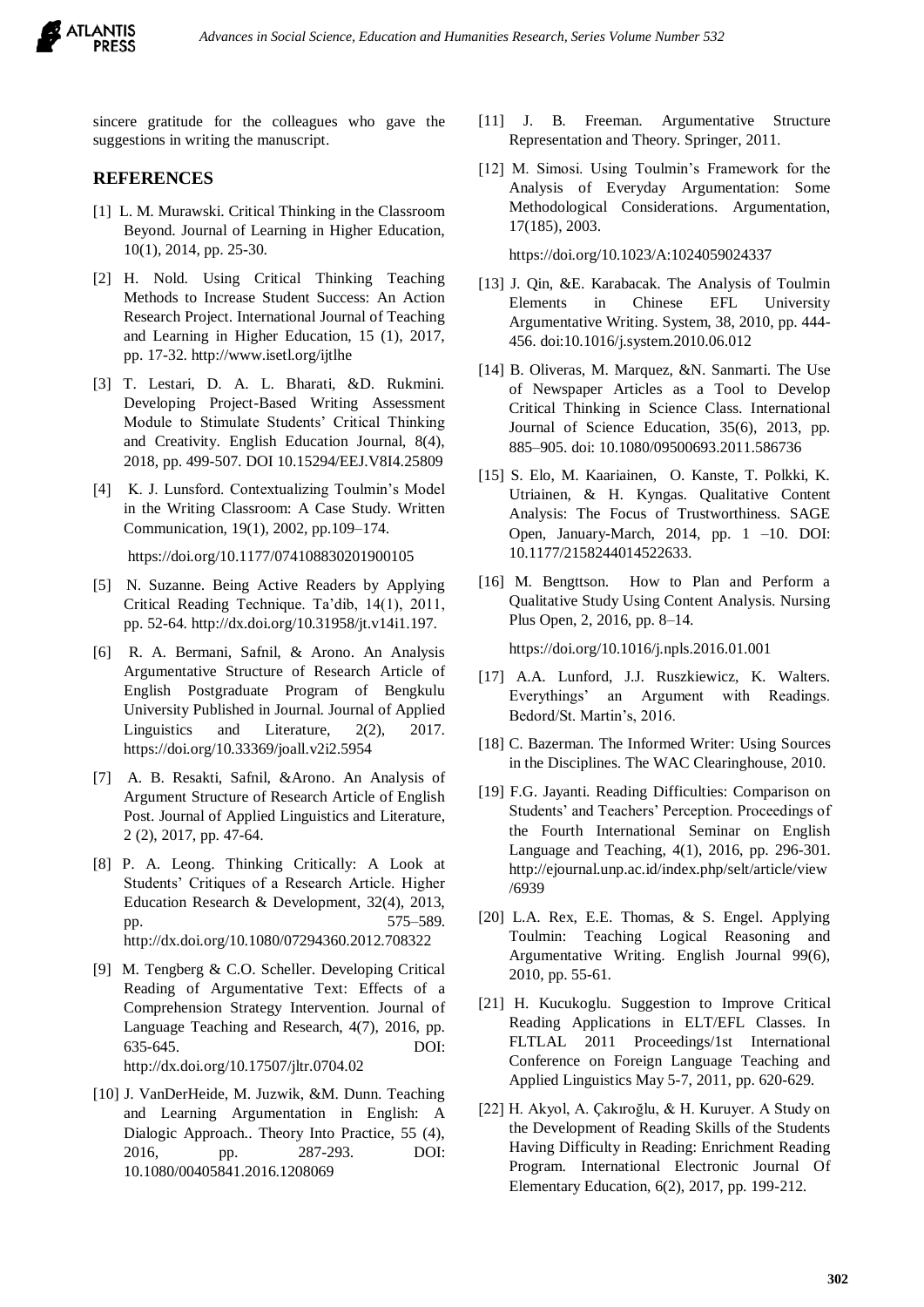sincere gratitude for the colleagues who gave the suggestions in writing the manuscript.

## REFERENCES

[1] L. M. Murawski. Critical Thinking in the Classroom Beyond. Journal of Learning in Higher Education, 10(1), 2014, pp. 25-30.

[2] H. Nold. Using Critical Thinking Teaching Methods to Increase Student Success: An Action Research Project. International Journal of Teaching and Learning in Higher Education, 15 (1), 2017, pp. 17-32. http://www.isetl.org/ijtlhe

[3] T. Lestari, D. A. L. Bharati, &D. Rukmini. Developing Project-Based Writing Assessment Module to Stimulate Students' Critical Thinking and Creativity. English Education Journal, 8(4), 2018, pp. 499-507. DOI 10.15294/EEJ.V8I4.25809

[4] K. J. Lunsford. Contextualizing Toulmin's Model in the Writing Classroom: A Case Study. Written Communication, 19(1), 2002, pp.109–174. https://doi.org/10.1177/074108830201900105

[5] N. Suzanne. Being Active Readers by Applying Critical Reading Technique. Ta'dib, 14(1), 2011, pp. 52-64. http://dx.doi.org/10.31958/jt.v14i1.197.

[6] R. A. Bermani, Safnil, & Arono. An Analysis Argumentative Structure of Research Article of English Postgraduate Program of Bengkulu University Published in Journal. Journal of Applied Linguistics and Literature, 2(2), 2017. https://doi.org/10.33369/joall.v2i2.5954

[7] A. B. Resakti, Safnil, &Arono. An Analysis of Argument Structure of Research Article of English Post. Journal of Applied Linguistics and Literature, 2 (2), 2017, pp. 47-64.

[8] P. A. Leong. Thinking Critically: A Look at Students' Critiques of a Research Article. Higher Education Research & Development, 32(4), 2013, pp. 575–589. http://dx.doi.org/10.1080/07294360.2012.708322

[9] M. Tengberg & C.O. Scheller. Developing Critical Reading of Argumentative Text: Effects of a Comprehension Strategy Intervention. Journal of Language Teaching and Research, 4(7), 2016, pp. 635-645. DOI: http://dx.doi.org/10.17507/jltr.0704.02

[10] J. VanDerHeide, M. Juzwik, &M. Dunn. Teaching and Learning Argumentation in English: A Dialogic Approach.. Theory Into Practice, 55 (4), 2016, pp. 287-293. DOI: 10.1080/00405841.2016.1208069

[11] J. B. Freeman. Argumentative Structure Representation and Theory. Springer, 2011.

[12] M. Simosi. Using Toulmin's Framework for the Analysis of Everyday Argumentation: Some Methodological Considerations. Argumentation, 17(185), 2003. https://doi.org/10.1023/A:1024059024337

[13] J. Qin, &E. Karabacak. The Analysis of Toulmin Elements in Chinese EFL University Argumentative Writing. System, 38, 2010, pp. 444-456. doi:10.1016/j.system.2010.06.012

[14] B. Oliveras, M. Marquez, &N. Sanmarti. The Use of Newspaper Articles as a Tool to Develop Critical Thinking in Science Class. International Journal of Science Education, 35(6), 2013, pp. 885–905. doi: 10.1080/09500693.2011.586736

[15] S. Elo, M. Kaariainen, O. Kanste, T. Polkki, K. Utriainen, & H. Kyngas. Qualitative Content Analysis: The Focus of Trustworthiness. SAGE Open, January-March, 2014, pp. 1 –10. DOI: 10.1177/2158244014522633.

[16] M. Bengttson. How to Plan and Perform a Qualitative Study Using Content Analysis. Nursing Plus Open, 2, 2016, pp. 8–14. https://doi.org/10.1016/j.npls.2016.01.001

[17] A.A. Lunford, J.J. Ruszkiewicz, K. Walters. Everythings' an Argument with Readings. Bedord/St. Martin's, 2016.

[18] C. Bazerman. The Informed Writer: Using Sources in the Disciplines. The WAC Clearinghouse, 2010.

[19] F.G. Jayanti. Reading Difficulties: Comparison on Students' and Teachers' Perception. Proceedings of the Fourth International Seminar on English Language and Teaching, 4(1), 2016, pp. 296-301. http://ejournal.unp.ac.id/index.php/selt/article/view/6939

[20] L.A. Rex, E.E. Thomas, & S. Engel. Applying Toulmin: Teaching Logical Reasoning and Argumentative Writing. English Journal 99(6), 2010, pp. 55-61.

[21] H. Kucukoglu. Suggestion to Improve Critical Reading Applications in ELT/EFL Classes. In FLTLAL 2011 Proceedings/1st International Conference on Foreign Language Teaching and Applied Linguistics May 5-7, 2011, pp. 620-629.

[22] H. Akyol, A. Çakıroğlu, & H. Kuruyer. A Study on the Development of Reading Skills of the Students Having Difficulty in Reading: Enrichment Reading Program. International Electronic Journal Of Elementary Education, 6(2), 2017, pp. 199-212.